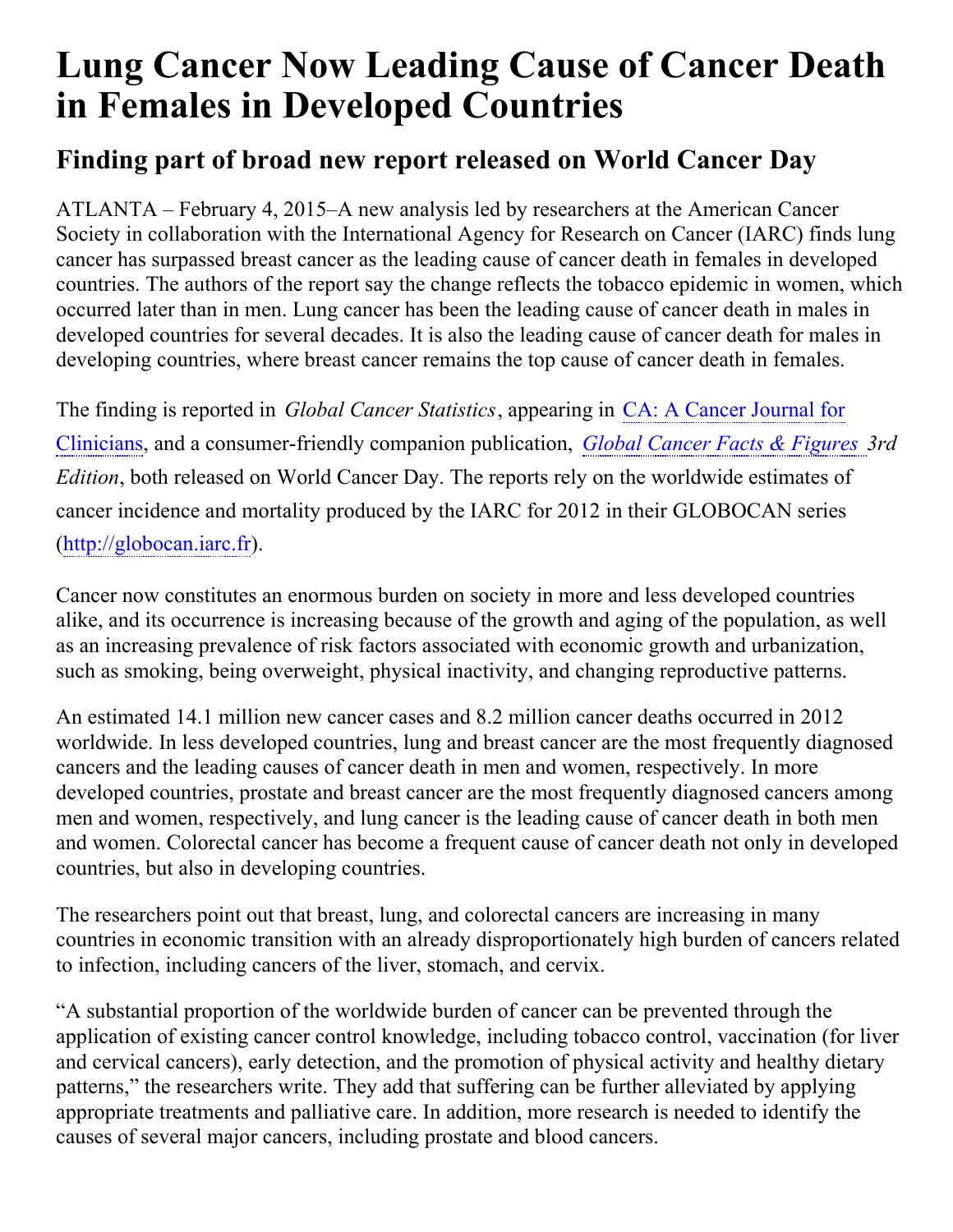# Lung Cancer Now Leading Cause of Cancer Death in Females in Developed Countries

## Finding part of broad new report released on World Cancer Day

ATLANTA – February 4, 2015–A new analysis led by researchers at the American Cancer Society in collaboration with the International Agency for Research on Cancer (IARC) finds lung cancer has surpassed breast cancer as the leading cause of cancer death in females in developed countries. The authors of the report say the change reflects the tobacco epidemic in women, which occurred later than in men. Lung cancer has been the leading cause of cancer death in males in developed countries for several decades. It is also the leading cause of cancer death for males in developing countries, where breast cancer remains the top cause of cancer death in females.

The finding is reported in *Global Cancer Statistics*, appearing in CA: A Cancer Journal for Clinicians, and a consumer-friendly companion publication, *Global Cancer Facts & Figures 3rd Edition*, both released on World Cancer Day. The reports rely on the worldwide estimates of cancer incidence and mortality produced by the IARC for 2012 in their GLOBOCAN series (http://globocan.iarc.fr).

Cancer now constitutes an enormous burden on society in more and less developed countries alike, and its occurrence is increasing because of the growth and aging of the population, as well as an increasing prevalence of risk factors associated with economic growth and urbanization, such as smoking, being overweight, physical inactivity, and changing reproductive patterns.

An estimated 14.1 million new cancer cases and 8.2 million cancer deaths occurred in 2012 worldwide. In less developed countries, lung and breast cancer are the most frequently diagnosed cancers and the leading causes of cancer death in men and women, respectively. In more developed countries, prostate and breast cancer are the most frequently diagnosed cancers among men and women, respectively, and lung cancer is the leading cause of cancer death in both men and women. Colorectal cancer has become a frequent cause of cancer death not only in developed countries, but also in developing countries.

The researchers point out that breast, lung, and colorectal cancers are increasing in many countries in economic transition with an already disproportionately high burden of cancers related to infection, including cancers of the liver, stomach, and cervix.

"A substantial proportion of the worldwide burden of cancer can be prevented through the application of existing cancer control knowledge, including tobacco control, vaccination (for liver and cervical cancers), early detection, and the promotion of physical activity and healthy dietary patterns," the researchers write. They add that suffering can be further alleviated by applying appropriate treatments and palliative care. In addition, more research is needed to identify the causes of several major cancers, including prostate and blood cancers.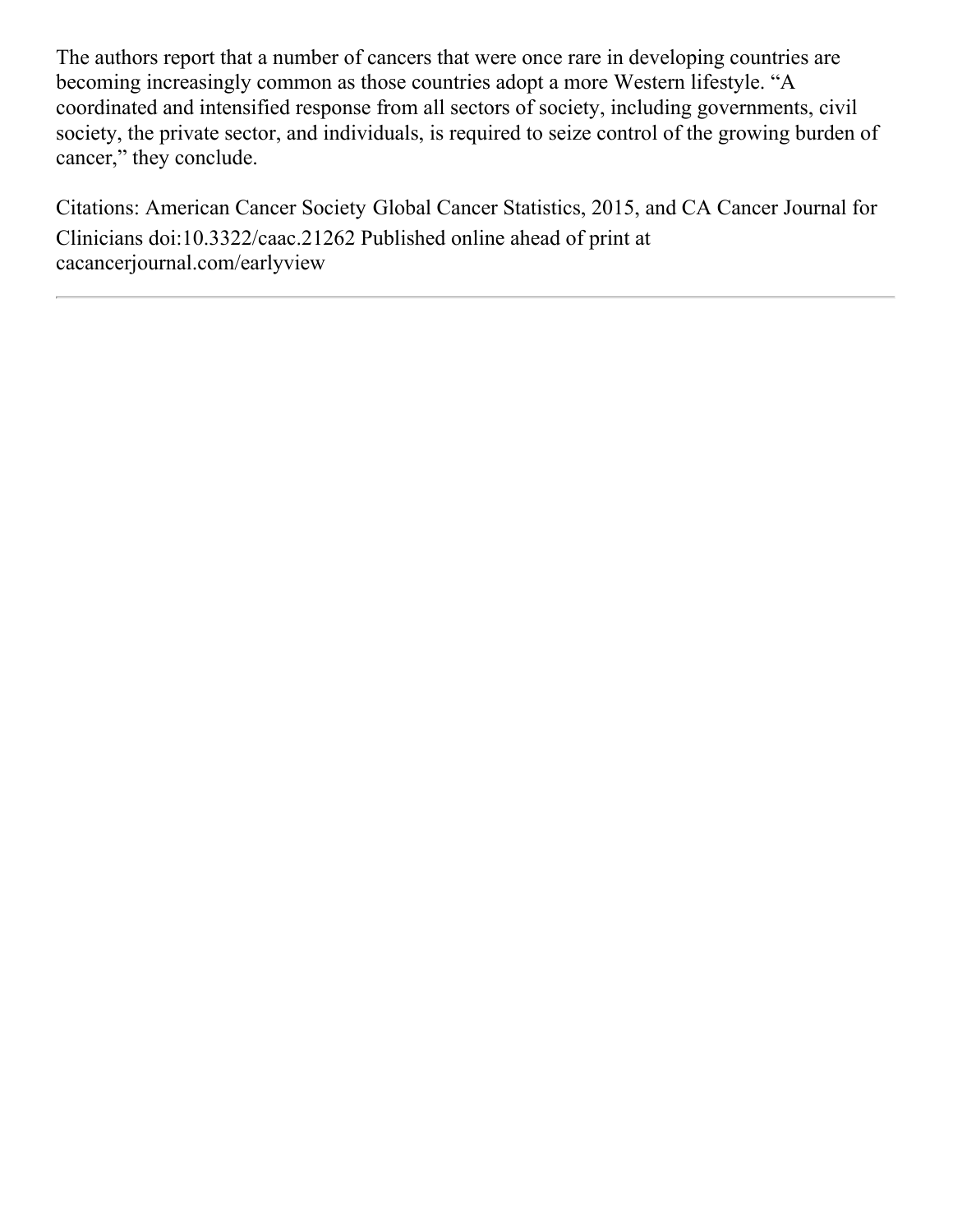The authors report that a number of cancers that were once rare in developing countries are becoming increasingly common as those countries adopt a more Western lifestyle. “A coordinated and intensified response from all sectors of society, including governments, civil society, the private sector, and individuals, is required to seize control of the growing burden of cancer,” they conclude.

Citations: American Cancer Society Global Cancer Statistics, 2015, and CA Cancer Journal for Clinicians doi:10.3322/caac.21262 Published online ahead of print at cacancerjournal.com/earlyview

---